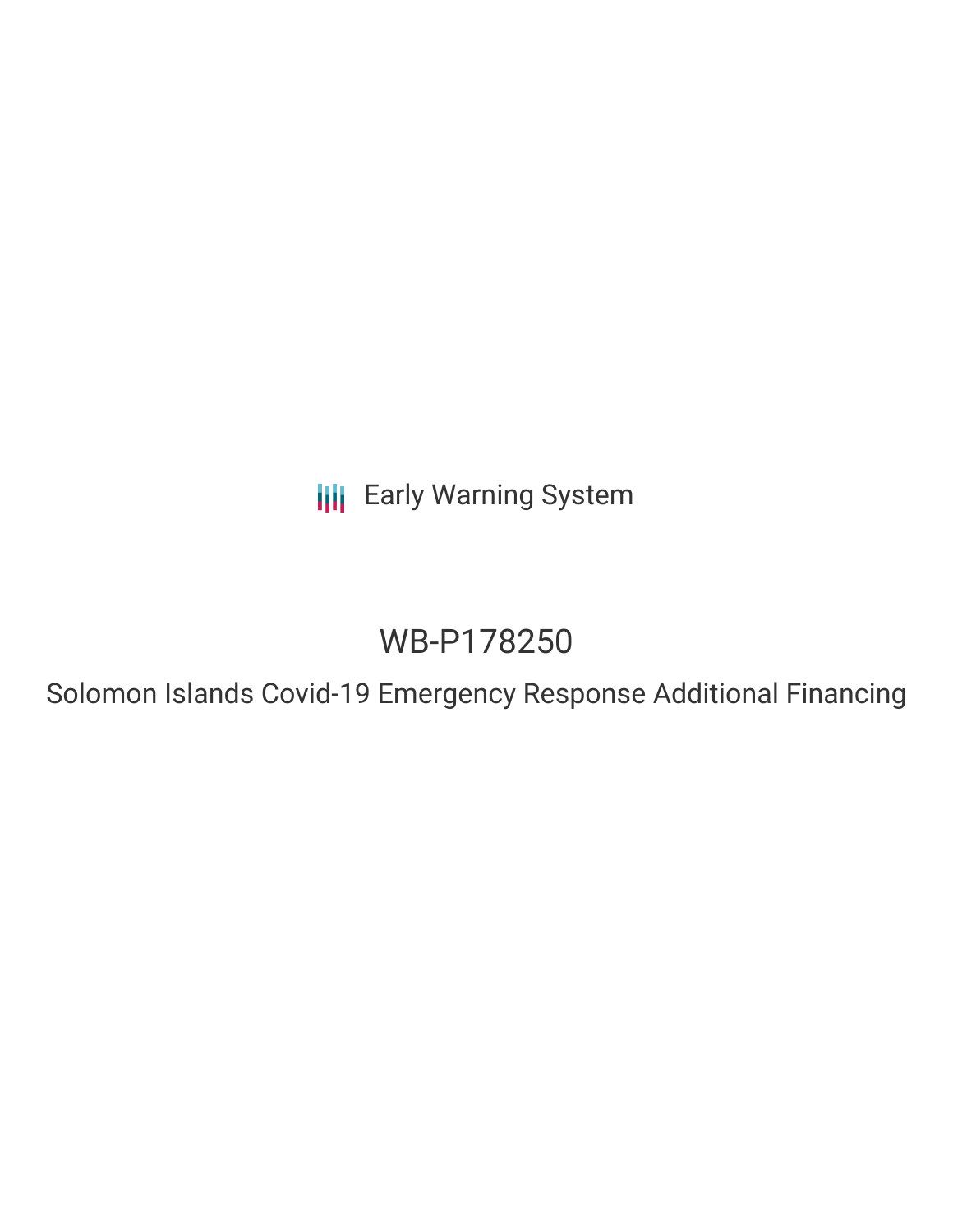Early Warning System

# WB-P178250

## Solomon Islands Covid-19 Emergency Response Additional Financing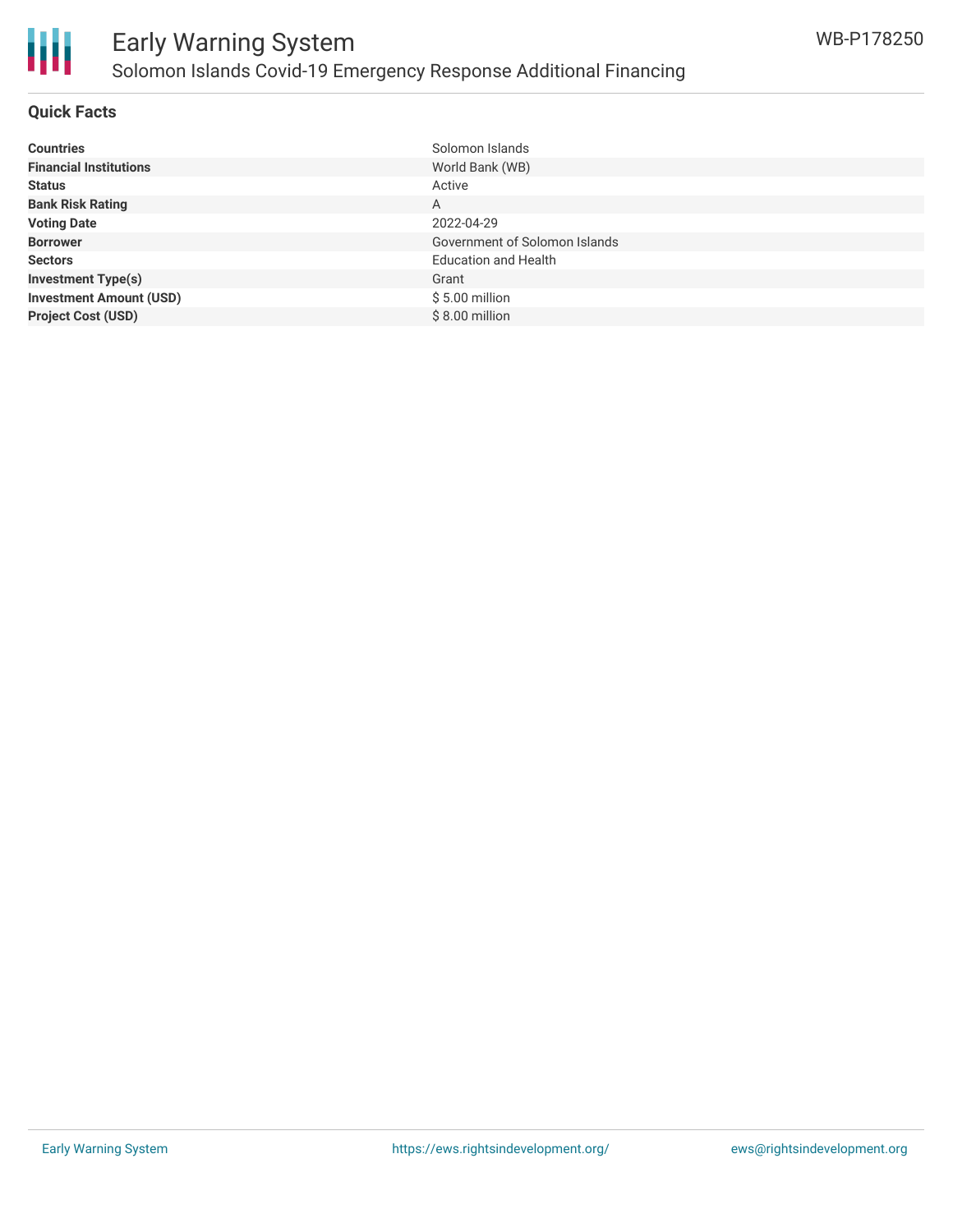# Early Warning System

## Solomon Islands Covid-19 Emergency Response Additional Financing

WB-P178250

### Quick Facts

| | |
|---|---|
| **Countries** | Solomon Islands |
| **Financial Institutions** | World Bank (WB) |
| **Status** | Active |
| **Bank Risk Rating** | A |
| **Voting Date** | 2022-04-29 |
| **Borrower** | Government of Solomon Islands |
| **Sectors** | Education and Health |
| **Investment Type(s)** | Grant |
| **Investment Amount (USD)** | $ 5.00 million |
| **Project Cost (USD)** | $ 8.00 million |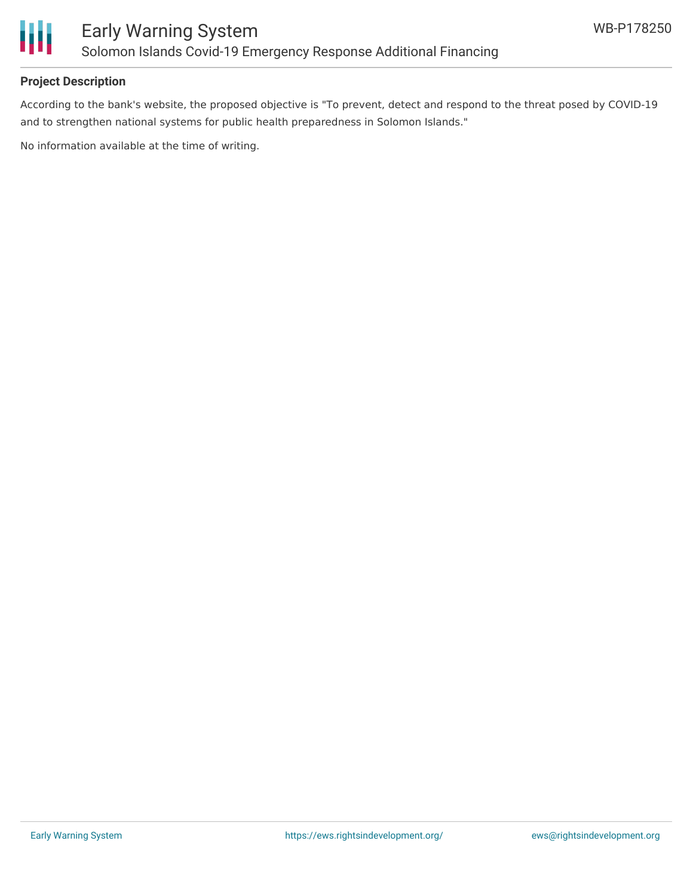**Project Description**

According to the bank's website, the proposed objective is "To prevent, detect and respond to the threat posed by COVID-19 and to strengthen national systems for public health preparedness in Solomon Islands."

No information available at the time of writing.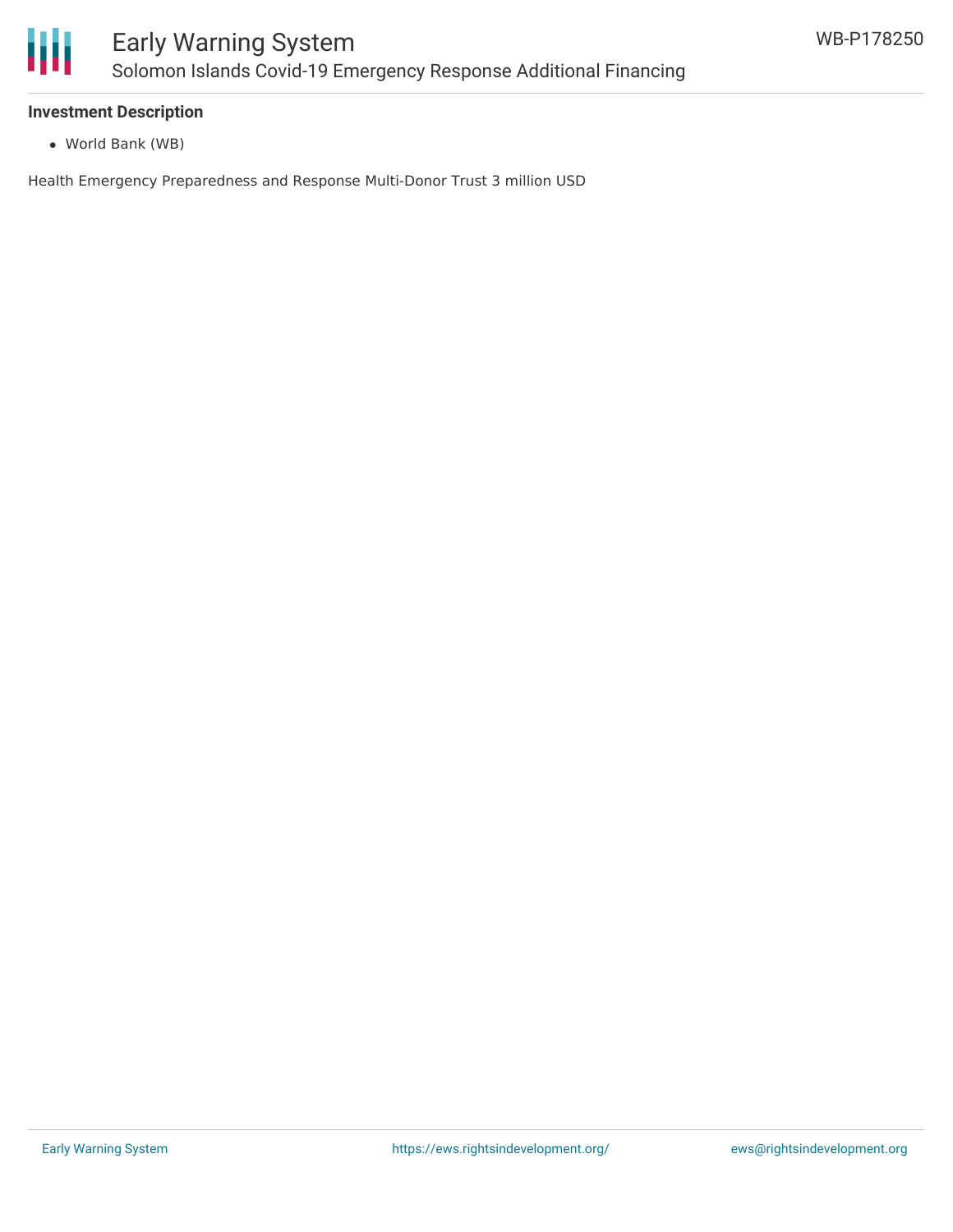### Investment Description

- World Bank (WB)

Health Emergency Preparedness and Response Multi-Donor Trust 3 million USD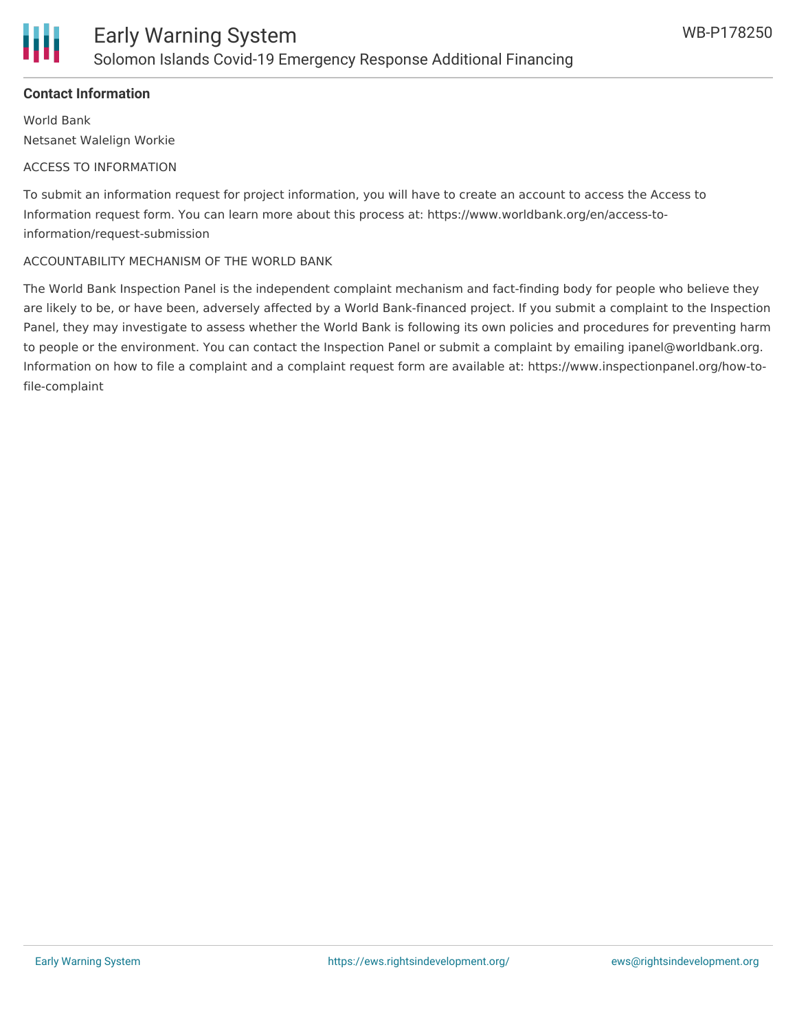## Contact Information

World Bank
Netsanet Walelign Workie

ACCESS TO INFORMATION

To submit an information request for project information, you will have to create an account to access the Access to Information request form. You can learn more about this process at: https://www.worldbank.org/en/access-to-information/request-submission

ACCOUNTABILITY MECHANISM OF THE WORLD BANK

The World Bank Inspection Panel is the independent complaint mechanism and fact-finding body for people who believe they are likely to be, or have been, adversely affected by a World Bank-financed project. If you submit a complaint to the Inspection Panel, they may investigate to assess whether the World Bank is following its own policies and procedures for preventing harm to people or the environment. You can contact the Inspection Panel or submit a complaint by emailing ipanel@worldbank.org. Information on how to file a complaint and a complaint request form are available at: https://www.inspectionpanel.org/how-to-file-complaint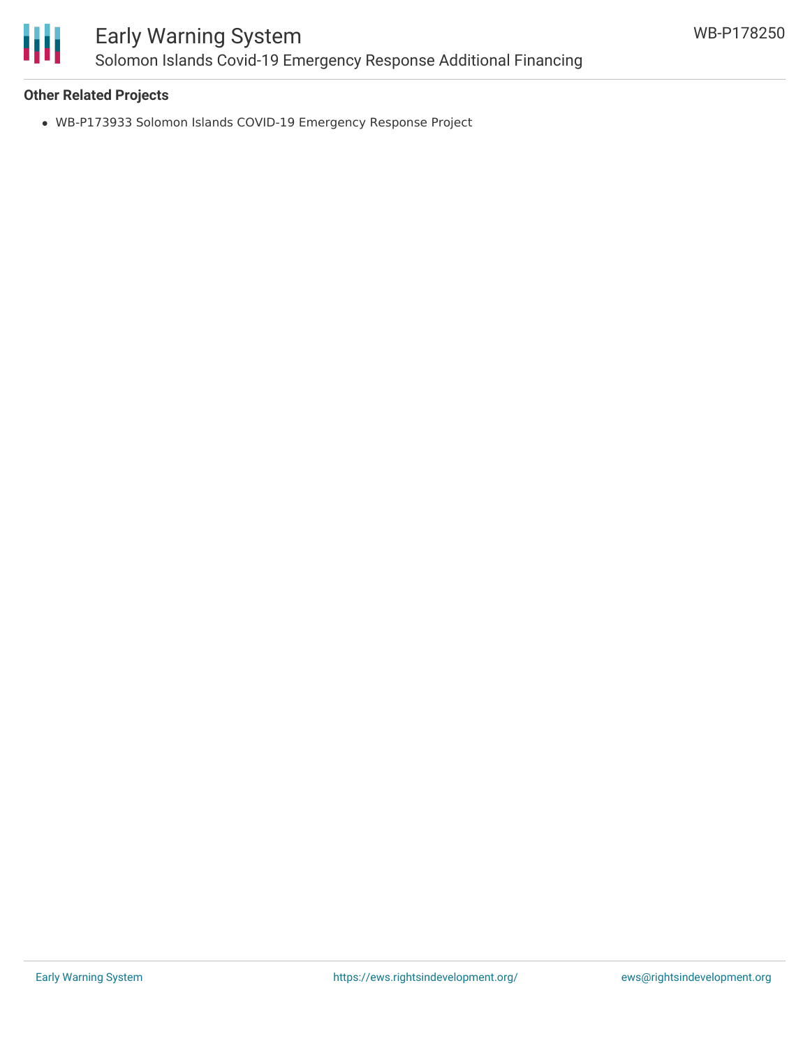**Other Related Projects**

- WB-P173933 Solomon Islands COVID-19 Emergency Response Project